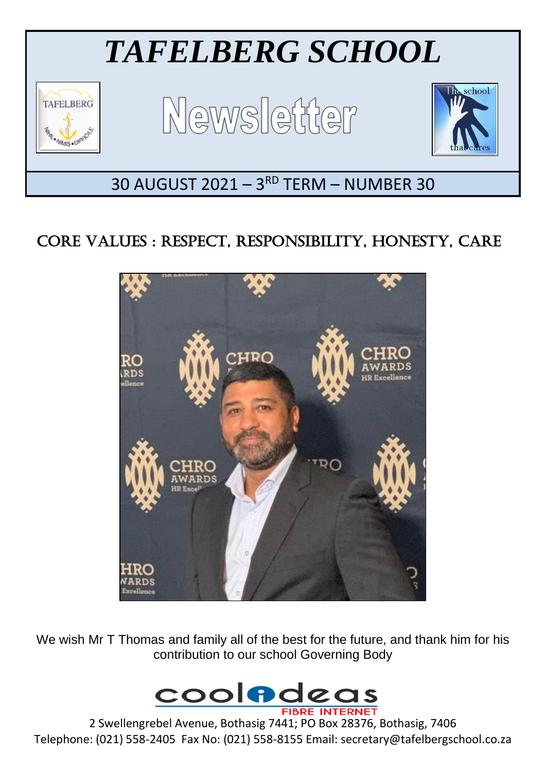# *TAFELBERG SCHOOL*

# Newsletter

## 30 AUGUST 2021 – 3RD TERM – NUMBER 30

## CORE VALUES : RESPECT, RESPONSIBILITY, HONESTY, CARE

We wish Mr T Thomas and family all of the best for the future, and thank him for his contribution to our school Governing Body

coolideas FIBRE INTERNET

2 Swellengrebel Avenue, Bothasig 7441; PO Box 28376, Bothasig, 7406
Telephone: (021) 558-2405 Fax No: (021) 558-8155 Email: secretary@tafelbergschool.co.za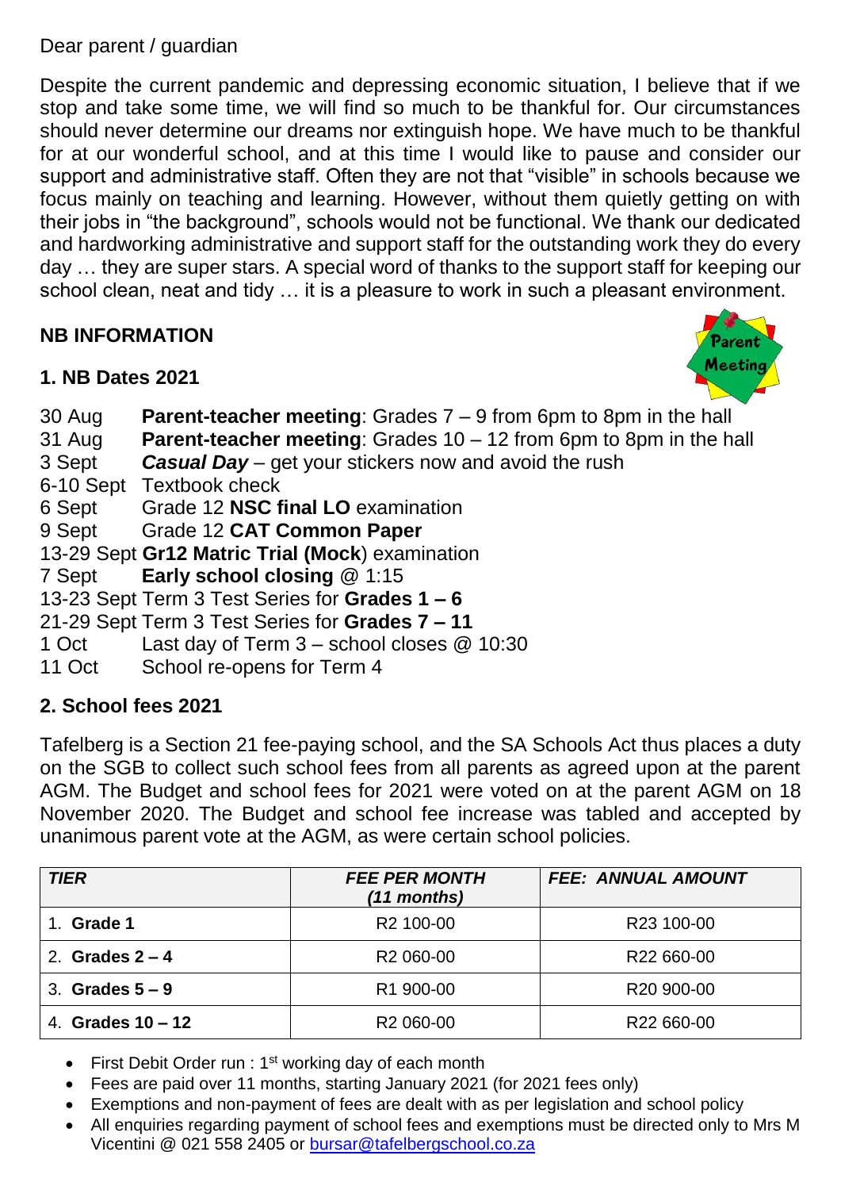Dear parent / guardian

Despite the current pandemic and depressing economic situation, I believe that if we stop and take some time, we will find so much to be thankful for. Our circumstances should never determine our dreams nor extinguish hope. We have much to be thankful for at our wonderful school, and at this time I would like to pause and consider our support and administrative staff. Often they are not that "visible" in schools because we focus mainly on teaching and learning. However, without them quietly getting on with their jobs in "the background", schools would not be functional. We thank our dedicated and hardworking administrative and support staff for the outstanding work they do every day … they are super stars. A special word of thanks to the support staff for keeping our school clean, neat and tidy … it is a pleasure to work in such a pleasant environment.

## NB INFORMATION

### 1. NB Dates 2021

30 Aug **Parent-teacher meeting**: Grades 7 – 9 from 6pm to 8pm in the hall
31 Aug **Parent-teacher meeting**: Grades 10 – 12 from 6pm to 8pm in the hall
3 Sept ***Casual Day*** – get your stickers now and avoid the rush
6-10 Sept Textbook check
6 Sept Grade 12 **NSC final LO** examination
9 Sept Grade 12 **CAT Common Paper**
13-29 Sept **Gr12 Matric Trial (Mock**) examination
7 Sept **Early school closing** @ 1:15
13-23 Sept Term 3 Test Series for **Grades 1 – 6**
21-29 Sept Term 3 Test Series for **Grades 7 – 11**
1 Oct Last day of Term 3 – school closes @ 10:30
11 Oct School re-opens for Term 4

### 2. School fees 2021

Tafelberg is a Section 21 fee-paying school, and the SA Schools Act thus places a duty on the SGB to collect such school fees from all parents as agreed upon at the parent AGM. The Budget and school fees for 2021 were voted on at the parent AGM on 18 November 2020. The Budget and school fee increase was tabled and accepted by unanimous parent vote at the AGM, as were certain school policies.

| ***TIER*** | ***FEE PER MONTH (11 months)*** | ***FEE: ANNUAL AMOUNT*** |
|---|---|---|
| 1. **Grade 1** | R2 100-00 | R23 100-00 |
| 2. **Grades 2 – 4** | R2 060-00 | R22 660-00 |
| 3. **Grades 5 – 9** | R1 900-00 | R20 900-00 |
| 4. **Grades 10 – 12** | R2 060-00 | R22 660-00 |

- First Debit Order run : 1st working day of each month
- Fees are paid over 11 months, starting January 2021 (for 2021 fees only)
- Exemptions and non-payment of fees are dealt with as per legislation and school policy
- All enquiries regarding payment of school fees and exemptions must be directed only to Mrs M Vicentini @ 021 558 2405 or bursar@tafelbergschool.co.za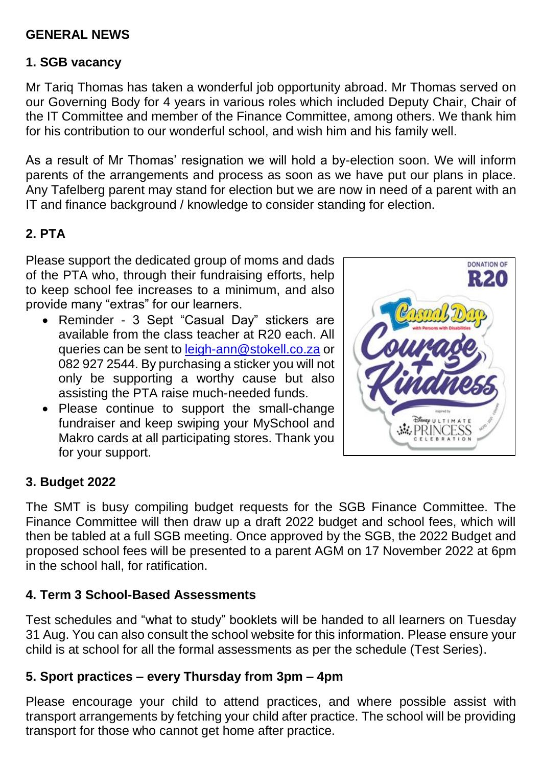## GENERAL NEWS

### 1. SGB vacancy

Mr Tariq Thomas has taken a wonderful job opportunity abroad. Mr Thomas served on our Governing Body for 4 years in various roles which included Deputy Chair, Chair of the IT Committee and member of the Finance Committee, among others. We thank him for his contribution to our wonderful school, and wish him and his family well.

As a result of Mr Thomas' resignation we will hold a by-election soon. We will inform parents of the arrangements and process as soon as we have put our plans in place. Any Tafelberg parent may stand for election but we are now in need of a parent with an IT and finance background / knowledge to consider standing for election.

### 2. PTA

Please support the dedicated group of moms and dads of the PTA who, through their fundraising efforts, help to keep school fee increases to a minimum, and also provide many "extras" for our learners.

- Reminder - 3 Sept "Casual Day" stickers are available from the class teacher at R20 each. All queries can be sent to leigh-ann@stokell.co.za or 082 927 2544. By purchasing a sticker you will not only be supporting a worthy cause but also assisting the PTA raise much-needed funds.
- Please continue to support the small-change fundraiser and keep swiping your MySchool and Makro cards at all participating stores. Thank you for your support.

### 3. Budget 2022

The SMT is busy compiling budget requests for the SGB Finance Committee. The Finance Committee will then draw up a draft 2022 budget and school fees, which will then be tabled at a full SGB meeting. Once approved by the SGB, the 2022 Budget and proposed school fees will be presented to a parent AGM on 17 November 2022 at 6pm in the school hall, for ratification.

### 4. Term 3 School-Based Assessments

Test schedules and "what to study" booklets will be handed to all learners on Tuesday 31 Aug. You can also consult the school website for this information. Please ensure your child is at school for all the formal assessments as per the schedule (Test Series).

### 5. Sport practices – every Thursday from 3pm – 4pm

Please encourage your child to attend practices, and where possible assist with transport arrangements by fetching your child after practice. The school will be providing transport for those who cannot get home after practice.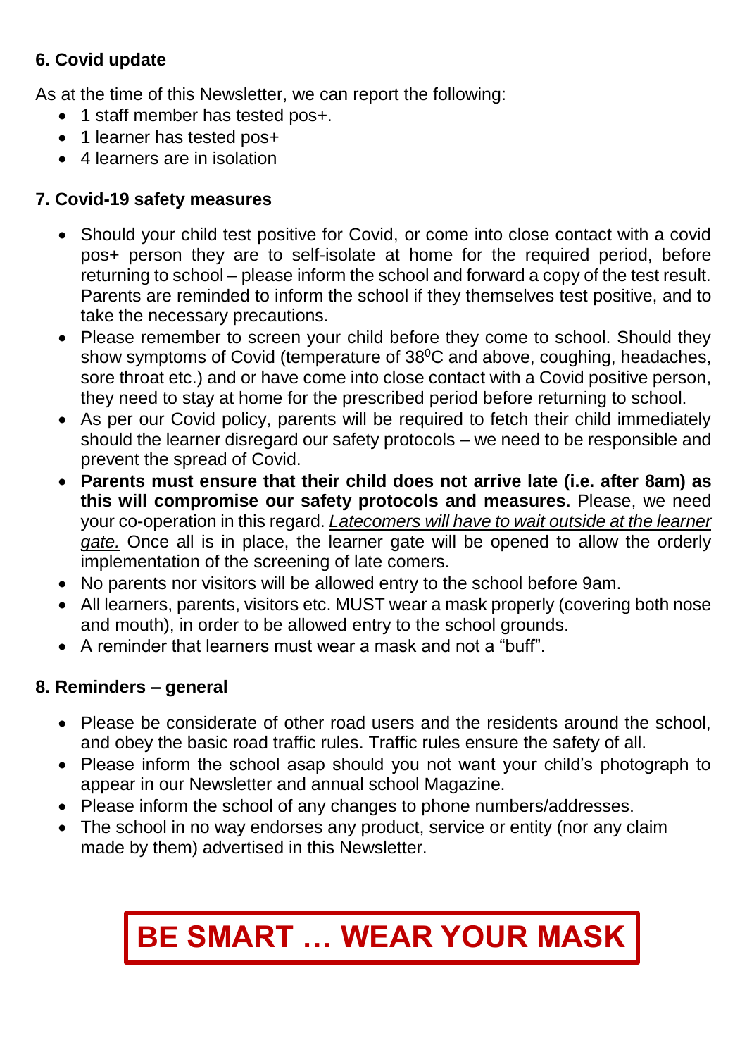### 6. Covid update

As at the time of this Newsletter, we can report the following:

- 1 staff member has tested pos+.
- 1 learner has tested pos+
- 4 learners are in isolation

### 7. Covid-19 safety measures

- Should your child test positive for Covid, or come into close contact with a covid pos+ person they are to self-isolate at home for the required period, before returning to school – please inform the school and forward a copy of the test result. Parents are reminded to inform the school if they themselves test positive, and to take the necessary precautions.
- Please remember to screen your child before they come to school. Should they show symptoms of Covid (temperature of $38^0$C and above, coughing, headaches, sore throat etc.) and or have come into close contact with a Covid positive person, they need to stay at home for the prescribed period before returning to school.
- As per our Covid policy, parents will be required to fetch their child immediately should the learner disregard our safety protocols – we need to be responsible and prevent the spread of Covid.
- **Parents must ensure that their child does not arrive late (i.e. after 8am) as this will compromise our safety protocols and measures.** Please, we need your co-operation in this regard. *Latecomers will have to wait outside at the learner gate.* Once all is in place, the learner gate will be opened to allow the orderly implementation of the screening of late comers.
- No parents nor visitors will be allowed entry to the school before 9am.
- All learners, parents, visitors etc. MUST wear a mask properly (covering both nose and mouth), in order to be allowed entry to the school grounds.
- A reminder that learners must wear a mask and not a "buff".

### 8. Reminders – general

- Please be considerate of other road users and the residents around the school, and obey the basic road traffic rules. Traffic rules ensure the safety of all.
- Please inform the school asap should you not want your child's photograph to appear in our Newsletter and annual school Magazine.
- Please inform the school of any changes to phone numbers/addresses.
- The school in no way endorses any product, service or entity (nor any claim made by them) advertised in this Newsletter.

**BE SMART … WEAR YOUR MASK**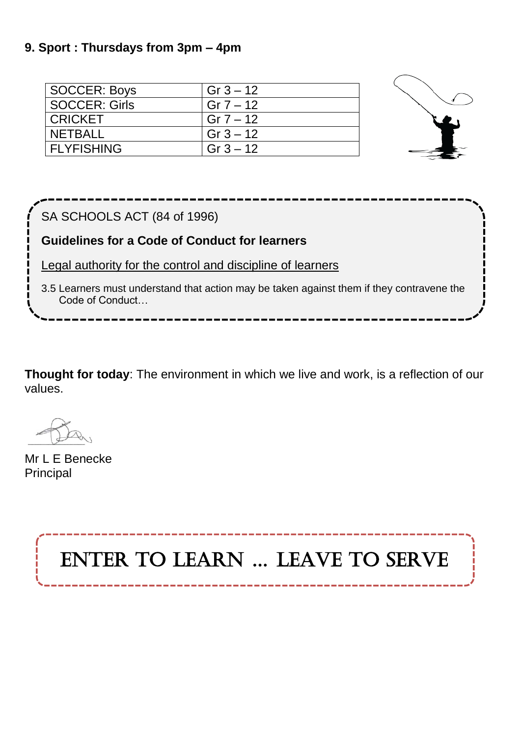**9. Sport : Thursdays from 3pm – 4pm**

| | |
|---|---|
| SOCCER: Boys | Gr 3 – 12 |
| SOCCER: Girls | Gr 7 – 12 |
| CRICKET | Gr 7 – 12 |
| NETBALL | Gr 3 – 12 |
| FLYFISHING | Gr 3 – 12 |

SA SCHOOLS ACT (84 of 1996)

**Guidelines for a Code of Conduct for learners**

Legal authority for the control and discipline of learners

3.5 Learners must understand that action may be taken against them if they contravene the Code of Conduct…

**Thought for today**: The environment in which we live and work, is a reflection of our values.

Mr L E Benecke
Principal

ENTER TO LEARN … LEAVE TO SERVE